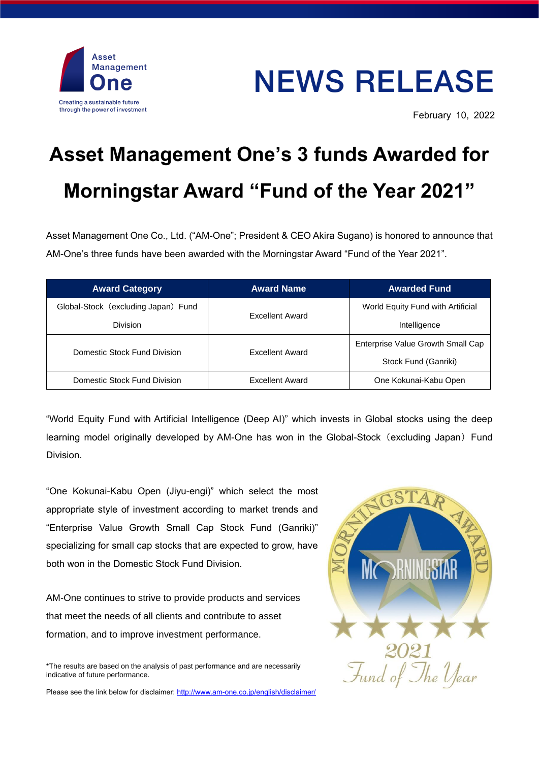Asset Management One

Creating a sustainable future through the power of investment

# NEWS RELEASE

February 10, 2022

# Asset Management One's 3 funds Awarded for Morningstar Award "Fund of the Year 2021"

Asset Management One Co., Ltd. ("AM-One"; President & CEO Akira Sugano) is honored to announce that AM-One's three funds have been awarded with the Morningstar Award "Fund of the Year 2021".

| Award Category | Award Name | Awarded Fund |
|---|---|---|
| Global-Stock（excluding Japan）Fund Division | Excellent Award | World Equity Fund with Artificial Intelligence |
| Domestic Stock Fund Division | Excellent Award | Enterprise Value Growth Small Cap Stock Fund (Ganriki) |
| Domestic Stock Fund Division | Excellent Award | One Kokunai-Kabu Open |

"World Equity Fund with Artificial Intelligence (Deep AI)" which invests in Global stocks using the deep learning model originally developed by AM-One has won in the Global-Stock（excluding Japan）Fund Division.

"One Kokunai-Kabu Open (Jiyu-engi)" which select the most appropriate style of investment according to market trends and "Enterprise Value Growth Small Cap Stock Fund (Ganriki)" specializing for small cap stocks that are expected to grow, have both won in the Domestic Stock Fund Division.

AM-One continues to strive to provide products and services that meet the needs of all clients and contribute to asset formation, and to improve investment performance.

\*The results are based on the analysis of past performance and are necessarily indicative of future performance.

Please see the link below for disclaimer: http://www.am-one.co.jp/english/disclaimer/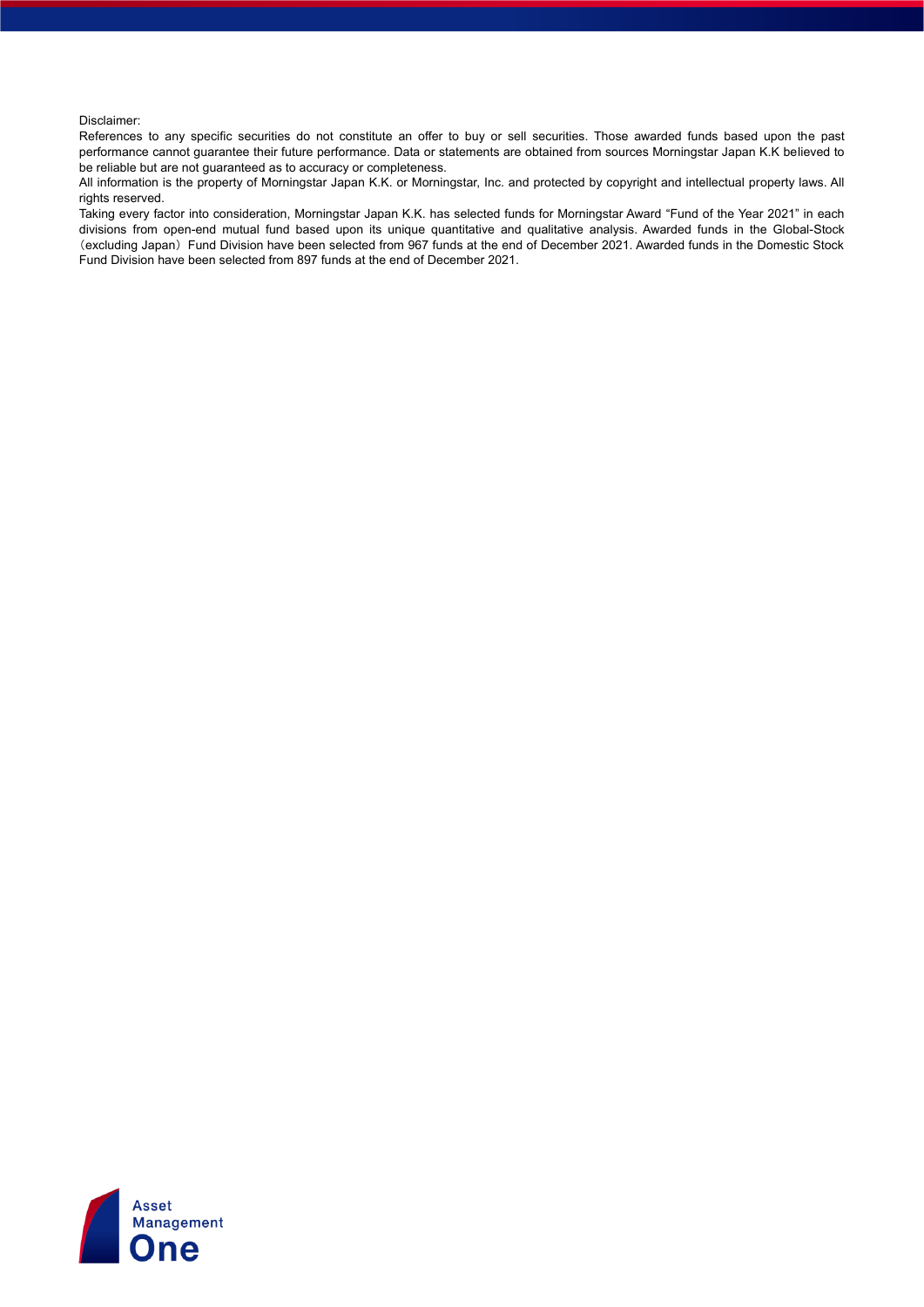Disclaimer:

References to any specific securities do not constitute an offer to buy or sell securities. Those awarded funds based upon the past performance cannot guarantee their future performance. Data or statements are obtained from sources Morningstar Japan K.K believed to be reliable but are not guaranteed as to accuracy or completeness.

All information is the property of Morningstar Japan K.K. or Morningstar, Inc. and protected by copyright and intellectual property laws. All rights reserved.

Taking every factor into consideration, Morningstar Japan K.K. has selected funds for Morningstar Award "Fund of the Year 2021" in each divisions from open-end mutual fund based upon its unique quantitative and qualitative analysis. Awarded funds in the Global-Stock（excluding Japan）Fund Division have been selected from 967 funds at the end of December 2021. Awarded funds in the Domestic Stock Fund Division have been selected from 897 funds at the end of December 2021.

Asset Management One